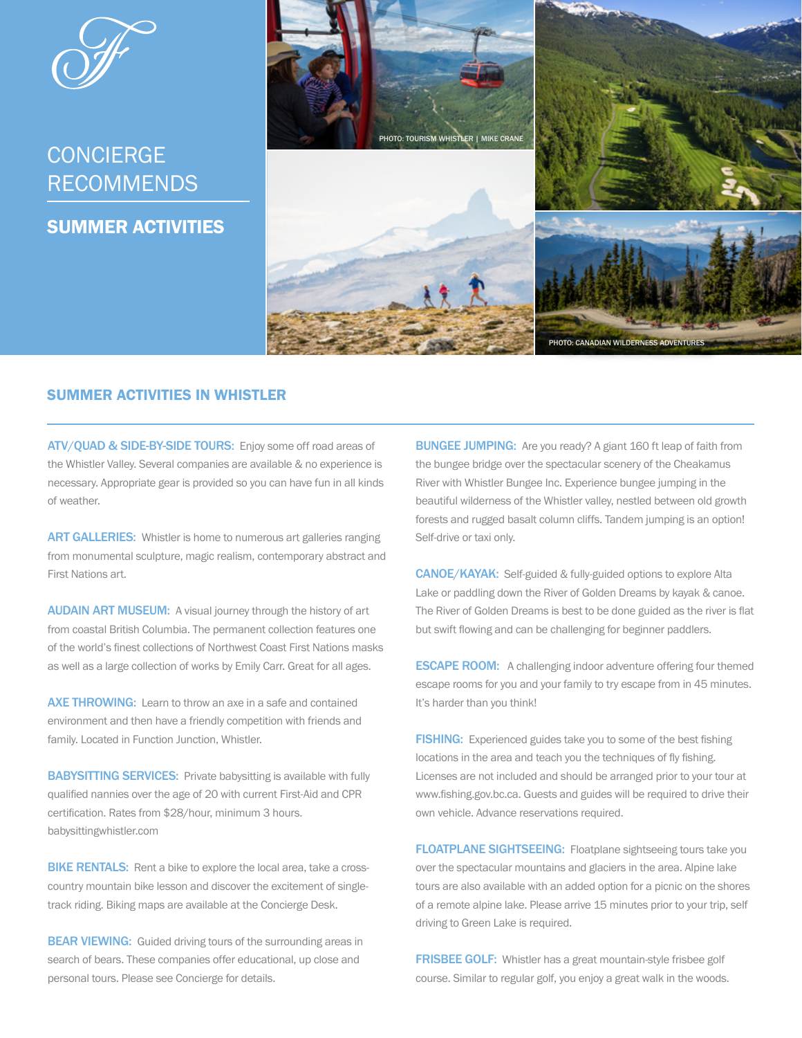# CONCIERGE RECOMMENDS

## SUMMER ACTIVITIES

PHOTO: TOURISM WHISTLER | MIKE CRANE

PHOTO: CANADIAN WILDERNESS ADVENTURES

### SUMMER ACTIVITIES IN WHISTLER

**ATV/QUAD & SIDE-BY-SIDE TOURS:** Enjoy some off road areas of the Whistler Valley. Several companies are available & no experience is necessary. Appropriate gear is provided so you can have fun in all kinds of weather.

**ART GALLERIES:** Whistler is home to numerous art galleries ranging from monumental sculpture, magic realism, contemporary abstract and First Nations art.

**AUDAIN ART MUSEUM:** A visual journey through the history of art from coastal British Columbia. The permanent collection features one of the world's finest collections of Northwest Coast First Nations masks as well as a large collection of works by Emily Carr. Great for all ages.

**AXE THROWING:** Learn to throw an axe in a safe and contained environment and then have a friendly competition with friends and family. Located in Function Junction, Whistler.

**BABYSITTING SERVICES:** Private babysitting is available with fully qualified nannies over the age of 20 with current First-Aid and CPR certification. Rates from $28/hour, minimum 3 hours. babysittingwhistler.com

**BIKE RENTALS:** Rent a bike to explore the local area, take a cross-country mountain bike lesson and discover the excitement of single-track riding. Biking maps are available at the Concierge Desk.

**BEAR VIEWING:** Guided driving tours of the surrounding areas in search of bears. These companies offer educational, up close and personal tours. Please see Concierge for details.

**BUNGEE JUMPING:** Are you ready? A giant 160 ft leap of faith from the bungee bridge over the spectacular scenery of the Cheakamus River with Whistler Bungee Inc. Experience bungee jumping in the beautiful wilderness of the Whistler valley, nestled between old growth forests and rugged basalt column cliffs. Tandem jumping is an option! Self-drive or taxi only.

**CANOE/KAYAK:** Self-guided & fully-guided options to explore Alta Lake or paddling down the River of Golden Dreams by kayak & canoe. The River of Golden Dreams is best to be done guided as the river is flat but swift flowing and can be challenging for beginner paddlers.

**ESCAPE ROOM:** A challenging indoor adventure offering four themed escape rooms for you and your family to try escape from in 45 minutes. It's harder than you think!

**FISHING:** Experienced guides take you to some of the best fishing locations in the area and teach you the techniques of fly fishing. Licenses are not included and should be arranged prior to your tour at www.fishing.gov.bc.ca. Guests and guides will be required to drive their own vehicle. Advance reservations required.

**FLOATPLANE SIGHTSEEING:** Floatplane sightseeing tours take you over the spectacular mountains and glaciers in the area. Alpine lake tours are also available with an added option for a picnic on the shores of a remote alpine lake. Please arrive 15 minutes prior to your trip, self driving to Green Lake is required.

**FRISBEE GOLF:** Whistler has a great mountain-style frisbee golf course. Similar to regular golf, you enjoy a great walk in the woods.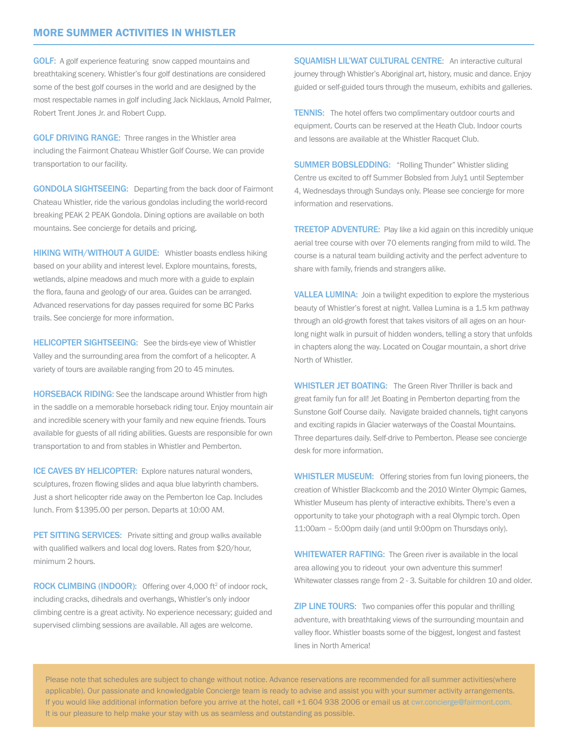## MORE SUMMER ACTIVITIES IN WHISTLER

**GOLF:** A golf experience featuring snow capped mountains and breathtaking scenery. Whistler's four golf destinations are considered some of the best golf courses in the world and are designed by the most respectable names in golf including Jack Nicklaus, Arnold Palmer, Robert Trent Jones Jr. and Robert Cupp.

**GOLF DRIVING RANGE:** Three ranges in the Whistler area including the Fairmont Chateau Whistler Golf Course. We can provide transportation to our facility.

**GONDOLA SIGHTSEEING:** Departing from the back door of Fairmont Chateau Whistler, ride the various gondolas including the world-record breaking PEAK 2 PEAK Gondola. Dining options are available on both mountains. See concierge for details and pricing.

**HIKING WITH/WITHOUT A GUIDE:** Whistler boasts endless hiking based on your ability and interest level. Explore mountains, forests, wetlands, alpine meadows and much more with a guide to explain the flora, fauna and geology of our area. Guides can be arranged. Advanced reservations for day passes required for some BC Parks trails. See concierge for more information.

**HELICOPTER SIGHTSEEING:** See the birds-eye view of Whistler Valley and the surrounding area from the comfort of a helicopter. A variety of tours are available ranging from 20 to 45 minutes.

**HORSEBACK RIDING:** See the landscape around Whistler from high in the saddle on a memorable horseback riding tour. Enjoy mountain air and incredible scenery with your family and new equine friends. Tours available for guests of all riding abilities. Guests are responsible for own transportation to and from stables in Whistler and Pemberton.

**ICE CAVES BY HELICOPTER:** Explore natures natural wonders, sculptures, frozen flowing slides and aqua blue labyrinth chambers. Just a short helicopter ride away on the Pemberton Ice Cap. Includes lunch. From $1395.00 per person. Departs at 10:00 AM.

**PET SITTING SERVICES:** Private sitting and group walks available with qualified walkers and local dog lovers. Rates from $20/hour, minimum 2 hours.

**ROCK CLIMBING (INDOOR):** Offering over 4,000 ft² of indoor rock, including cracks, dihedrals and overhangs, Whistler's only indoor climbing centre is a great activity. No experience necessary; guided and supervised climbing sessions are available. All ages are welcome.

**SQUAMISH LIL'WAT CULTURAL CENTRE:** An interactive cultural journey through Whistler's Aboriginal art, history, music and dance. Enjoy guided or self-guided tours through the museum, exhibits and galleries.

**TENNIS:** The hotel offers two complimentary outdoor courts and equipment. Courts can be reserved at the Heath Club. Indoor courts and lessons are available at the Whistler Racquet Club.

**SUMMER BOBSLEDDING:** "Rolling Thunder" Whistler sliding Centre us excited to off Summer Bobsled from July1 until September 4, Wednesdays through Sundays only. Please see concierge for more information and reservations.

**TREETOP ADVENTURE:** Play like a kid again on this incredibly unique aerial tree course with over 70 elements ranging from mild to wild. The course is a natural team building activity and the perfect adventure to share with family, friends and strangers alike.

**VALLEA LUMINA:** Join a twilight expedition to explore the mysterious beauty of Whistler's forest at night. Vallea Lumina is a 1.5 km pathway through an old-growth forest that takes visitors of all ages on an hour-long night walk in pursuit of hidden wonders, telling a story that unfolds in chapters along the way. Located on Cougar mountain, a short drive North of Whistler.

**WHISTLER JET BOATING:** The Green River Thriller is back and great family fun for all! Jet Boating in Pemberton departing from the Sunstone Golf Course daily. Navigate braided channels, tight canyons and exciting rapids in Glacier waterways of the Coastal Mountains. Three departures daily. Self-drive to Pemberton. Please see concierge desk for more information.

**WHISTLER MUSEUM:** Offering stories from fun loving pioneers, the creation of Whistler Blackcomb and the 2010 Winter Olympic Games, Whistler Museum has plenty of interactive exhibits. There's even a opportunity to take your photograph with a real Olympic torch. Open 11:00am – 5:00pm daily (and until 9:00pm on Thursdays only).

**WHITEWATER RAFTING:** The Green river is available in the local area allowing you to rideout your own adventure this summer! Whitewater classes range from 2 - 3. Suitable for children 10 and older.

**ZIP LINE TOURS:** Two companies offer this popular and thrilling adventure, with breathtaking views of the surrounding mountain and valley floor. Whistler boasts some of the biggest, longest and fastest lines in North America!

Please note that schedules are subject to change without notice. Advance reservations are recommended for all summer activities(where applicable). Our passionate and knowledgable Concierge team is ready to advise and assist you with your summer activity arrangements. If you would like additional information before you arrive at the hotel, call +1 604 938 2006 or email us at cwr.concierge@fairmont.com. It is our pleasure to help make your stay with us as seamless and outstanding as possible.